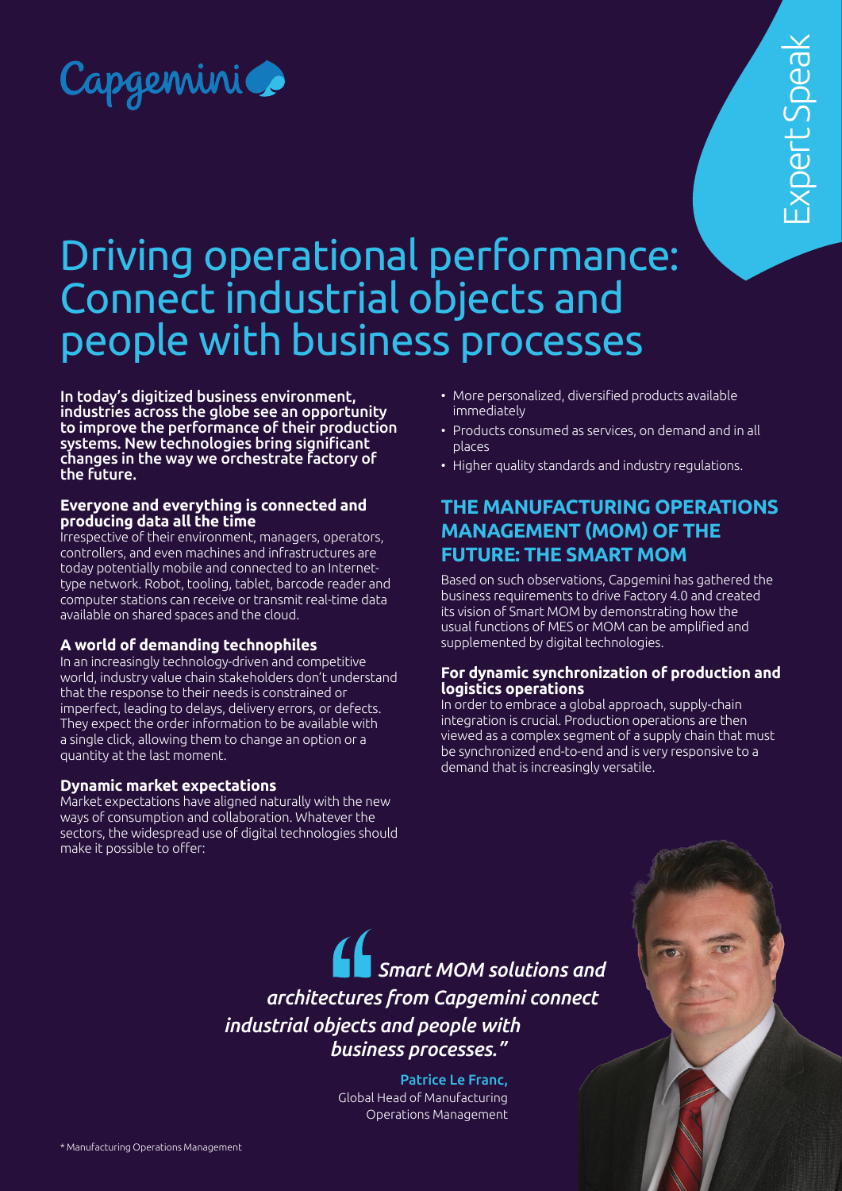Capgemini

Expert Speak

# Driving operational performance: Connect industrial objects and people with business processes

**In today's digitized business environment, industries across the globe see an opportunity to improve the performance of their production systems. New technologies bring significant changes in the way we orchestrate factory of the future.**

### Everyone and everything is connected and producing data all the time

Irrespective of their environment, managers, operators, controllers, and even machines and infrastructures are today potentially mobile and connected to an Internet-type network. Robot, tooling, tablet, barcode reader and computer stations can receive or transmit real-time data available on shared spaces and the cloud.

### A world of demanding technophiles

In an increasingly technology-driven and competitive world, industry value chain stakeholders don't understand that the response to their needs is constrained or imperfect, leading to delays, delivery errors, or defects. They expect the order information to be available with a single click, allowing them to change an option or a quantity at the last moment.

### Dynamic market expectations

Market expectations have aligned naturally with the new ways of consumption and collaboration. Whatever the sectors, the widespread use of digital technologies should make it possible to offer:

- More personalized, diversified products available immediately
- Products consumed as services, on demand and in all places
- Higher quality standards and industry regulations.

## THE MANUFACTURING OPERATIONS MANAGEMENT (MOM) OF THE FUTURE: THE SMART MOM

Based on such observations, Capgemini has gathered the business requirements to drive Factory 4.0 and created its vision of Smart MOM by demonstrating how the usual functions of MES or MOM can be amplified and supplemented by digital technologies.

### For dynamic synchronization of production and logistics operations

In order to embrace a global approach, supply-chain integration is crucial. Production operations are then viewed as a complex segment of a supply chain that must be synchronized end-to-end and is very responsive to a demand that is increasingly versatile.

> *"Smart MOM solutions and architectures from Capgemini connect industrial objects and people with business processes."*
>
> **Patrice Le Franc,**
> Global Head of Manufacturing Operations Management

\* Manufacturing Operations Management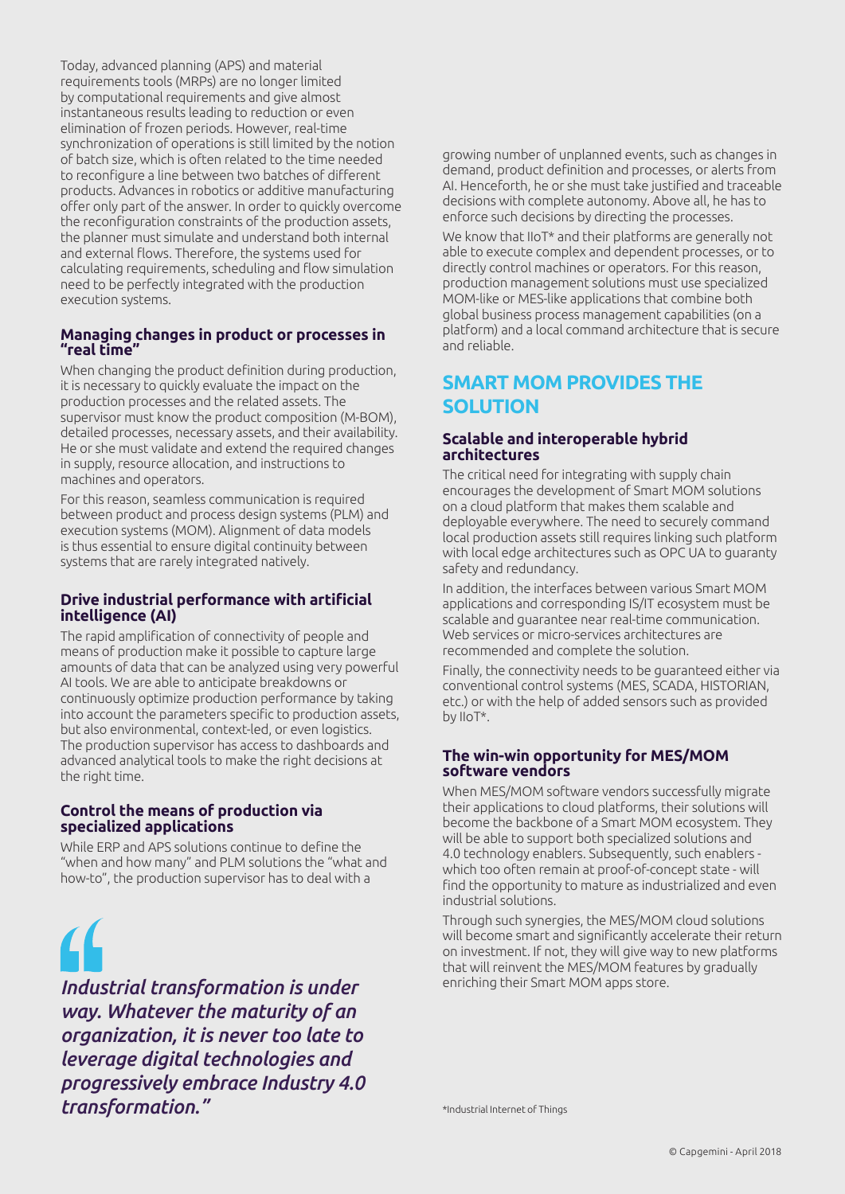Today, advanced planning (APS) and material requirements tools (MRPs) are no longer limited by computational requirements and give almost instantaneous results leading to reduction or even elimination of frozen periods. However, real-time synchronization of operations is still limited by the notion of batch size, which is often related to the time needed to reconfigure a line between two batches of different products. Advances in robotics or additive manufacturing offer only part of the answer. In order to quickly overcome the reconfiguration constraints of the production assets, the planner must simulate and understand both internal and external flows. Therefore, the systems used for calculating requirements, scheduling and flow simulation need to be perfectly integrated with the production execution systems.

### Managing changes in product or processes in "real time"

When changing the product definition during production, it is necessary to quickly evaluate the impact on the production processes and the related assets. The supervisor must know the product composition (M-BOM), detailed processes, necessary assets, and their availability. He or she must validate and extend the required changes in supply, resource allocation, and instructions to machines and operators.

For this reason, seamless communication is required between product and process design systems (PLM) and execution systems (MOM). Alignment of data models is thus essential to ensure digital continuity between systems that are rarely integrated natively.

### Drive industrial performance with artificial intelligence (AI)

The rapid amplification of connectivity of people and means of production make it possible to capture large amounts of data that can be analyzed using very powerful AI tools. We are able to anticipate breakdowns or continuously optimize production performance by taking into account the parameters specific to production assets, but also environmental, context-led, or even logistics. The production supervisor has access to dashboards and advanced analytical tools to make the right decisions at the right time.

### Control the means of production via specialized applications

While ERP and APS solutions continue to define the "when and how many" and PLM solutions the "what and how-to", the production supervisor has to deal with a growing number of unplanned events, such as changes in demand, product definition and processes, or alerts from AI. Henceforth, he or she must take justified and traceable decisions with complete autonomy. Above all, he has to enforce such decisions by directing the processes.

We know that IIoT* and their platforms are generally not able to execute complex and dependent processes, or to directly control machines or operators. For this reason, production management solutions must use specialized MOM-like or MES-like applications that combine both global business process management capabilities (on a platform) and a local command architecture that is secure and reliable.

> *"Industrial transformation is under way. Whatever the maturity of an organization, it is never too late to leverage digital technologies and progressively embrace Industry 4.0 transformation."*

## SMART MOM PROVIDES THE SOLUTION

### Scalable and interoperable hybrid architectures

The critical need for integrating with supply chain encourages the development of Smart MOM solutions on a cloud platform that makes them scalable and deployable everywhere. The need to securely command local production assets still requires linking such platform with local edge architectures such as OPC UA to guaranty safety and redundancy.

In addition, the interfaces between various Smart MOM applications and corresponding IS/IT ecosystem must be scalable and guarantee near real-time communication. Web services or micro-services architectures are recommended and complete the solution.

Finally, the connectivity needs to be guaranteed either via conventional control systems (MES, SCADA, HISTORIAN, etc.) or with the help of added sensors such as provided by IIoT*.

### The win-win opportunity for MES/MOM software vendors

When MES/MOM software vendors successfully migrate their applications to cloud platforms, their solutions will become the backbone of a Smart MOM ecosystem. They will be able to support both specialized solutions and 4.0 technology enablers. Subsequently, such enablers - which too often remain at proof-of-concept state - will find the opportunity to mature as industrialized and even industrial solutions.

Through such synergies, the MES/MOM cloud solutions will become smart and significantly accelerate their return on investment. If not, they will give way to new platforms that will reinvent the MES/MOM features by gradually enriching their Smart MOM apps store.

*Industrial Internet of Things

© Capgemini - April 2018